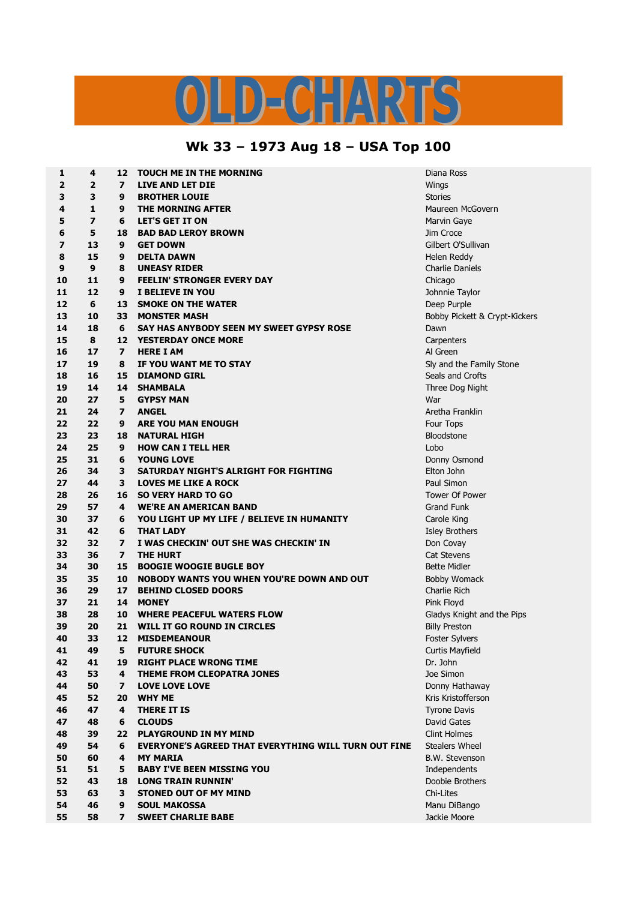# OLD-CHARTS

## Wk 33 – 1973 Aug 18 – USA Top 100

| | | | | |
|---|---|---|---|---|
| 1 | 4 | 12 | TOUCH ME IN THE MORNING | Diana Ross |
| 2 | 2 | 7 | LIVE AND LET DIE | Wings |
| 3 | 3 | 9 | BROTHER LOUIE | Stories |
| 4 | 1 | 9 | THE MORNING AFTER | Maureen McGovern |
| 5 | 7 | 6 | LET'S GET IT ON | Marvin Gaye |
| 6 | 5 | 18 | BAD BAD LEROY BROWN | Jim Croce |
| 7 | 13 | 9 | GET DOWN | Gilbert O'Sullivan |
| 8 | 15 | 9 | DELTA DAWN | Helen Reddy |
| 9 | 9 | 8 | UNEASY RIDER | Charlie Daniels |
| 10 | 11 | 9 | FEELIN' STRONGER EVERY DAY | Chicago |
| 11 | 12 | 9 | I BELIEVE IN YOU | Johnnie Taylor |
| 12 | 6 | 13 | SMOKE ON THE WATER | Deep Purple |
| 13 | 10 | 33 | MONSTER MASH | Bobby Pickett & Crypt-Kickers |
| 14 | 18 | 6 | SAY HAS ANYBODY SEEN MY SWEET GYPSY ROSE | Dawn |
| 15 | 8 | 12 | YESTERDAY ONCE MORE | Carpenters |
| 16 | 17 | 7 | HERE I AM | Al Green |
| 17 | 19 | 8 | IF YOU WANT ME TO STAY | Sly and the Family Stone |
| 18 | 16 | 15 | DIAMOND GIRL | Seals and Crofts |
| 19 | 14 | 14 | SHAMBALA | Three Dog Night |
| 20 | 27 | 5 | GYPSY MAN | War |
| 21 | 24 | 7 | ANGEL | Aretha Franklin |
| 22 | 22 | 9 | ARE YOU MAN ENOUGH | Four Tops |
| 23 | 23 | 18 | NATURAL HIGH | Bloodstone |
| 24 | 25 | 9 | HOW CAN I TELL HER | Lobo |
| 25 | 31 | 6 | YOUNG LOVE | Donny Osmond |
| 26 | 34 | 3 | SATURDAY NIGHT'S ALRIGHT FOR FIGHTING | Elton John |
| 27 | 44 | 3 | LOVES ME LIKE A ROCK | Paul Simon |
| 28 | 26 | 16 | SO VERY HARD TO GO | Tower Of Power |
| 29 | 57 | 4 | WE'RE AN AMERICAN BAND | Grand Funk |
| 30 | 37 | 6 | YOU LIGHT UP MY LIFE / BELIEVE IN HUMANITY | Carole King |
| 31 | 42 | 6 | THAT LADY | Isley Brothers |
| 32 | 32 | 7 | I WAS CHECKIN' OUT SHE WAS CHECKIN' IN | Don Covay |
| 33 | 36 | 7 | THE HURT | Cat Stevens |
| 34 | 30 | 15 | BOOGIE WOOGIE BUGLE BOY | Bette Midler |
| 35 | 35 | 10 | NOBODY WANTS YOU WHEN YOU'RE DOWN AND OUT | Bobby Womack |
| 36 | 29 | 17 | BEHIND CLOSED DOORS | Charlie Rich |
| 37 | 21 | 14 | MONEY | Pink Floyd |
| 38 | 28 | 10 | WHERE PEACEFUL WATERS FLOW | Gladys Knight and the Pips |
| 39 | 20 | 21 | WILL IT GO ROUND IN CIRCLES | Billy Preston |
| 40 | 33 | 12 | MISDEMEANOUR | Foster Sylvers |
| 41 | 49 | 5 | FUTURE SHOCK | Curtis Mayfield |
| 42 | 41 | 19 | RIGHT PLACE WRONG TIME | Dr. John |
| 43 | 53 | 4 | THEME FROM CLEOPATRA JONES | Joe Simon |
| 44 | 50 | 7 | LOVE LOVE LOVE | Donny Hathaway |
| 45 | 52 | 20 | WHY ME | Kris Kristofferson |
| 46 | 47 | 4 | THERE IT IS | Tyrone Davis |
| 47 | 48 | 6 | CLOUDS | David Gates |
| 48 | 39 | 22 | PLAYGROUND IN MY MIND | Clint Holmes |
| 49 | 54 | 6 | EVERYONE'S AGREED THAT EVERYTHING WILL TURN OUT FINE | Stealers Wheel |
| 50 | 60 | 4 | MY MARIA | B.W. Stevenson |
| 51 | 51 | 5 | BABY I'VE BEEN MISSING YOU | Independents |
| 52 | 43 | 18 | LONG TRAIN RUNNIN' | Doobie Brothers |
| 53 | 63 | 3 | STONED OUT OF MY MIND | Chi-Lites |
| 54 | 46 | 9 | SOUL MAKOSSA | Manu DiBango |
| 55 | 58 | 7 | SWEET CHARLIE BABE | Jackie Moore |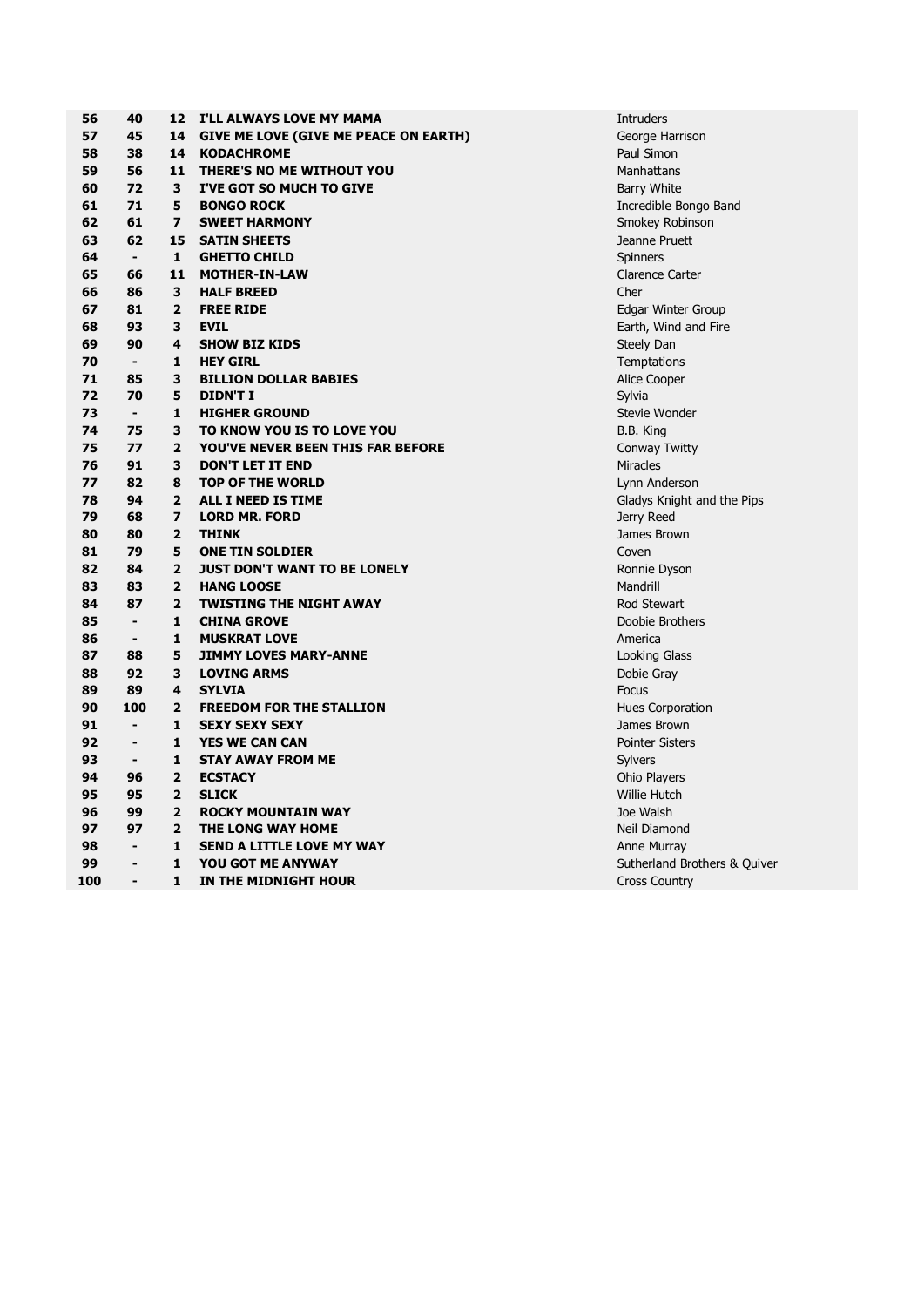| | | | | |
|---|---|---|---|---|
| 56 | 40 | 12 | I'LL ALWAYS LOVE MY MAMA | Intruders |
| 57 | 45 | 14 | GIVE ME LOVE (GIVE ME PEACE ON EARTH) | George Harrison |
| 58 | 38 | 14 | KODACHROME | Paul Simon |
| 59 | 56 | 11 | THERE'S NO ME WITHOUT YOU | Manhattans |
| 60 | 72 | 3 | I'VE GOT SO MUCH TO GIVE | Barry White |
| 61 | 71 | 5 | BONGO ROCK | Incredible Bongo Band |
| 62 | 61 | 7 | SWEET HARMONY | Smokey Robinson |
| 63 | 62 | 15 | SATIN SHEETS | Jeanne Pruett |
| 64 | - | 1 | GHETTO CHILD | Spinners |
| 65 | 66 | 11 | MOTHER-IN-LAW | Clarence Carter |
| 66 | 86 | 3 | HALF BREED | Cher |
| 67 | 81 | 2 | FREE RIDE | Edgar Winter Group |
| 68 | 93 | 3 | EVIL | Earth, Wind and Fire |
| 69 | 90 | 4 | SHOW BIZ KIDS | Steely Dan |
| 70 | - | 1 | HEY GIRL | Temptations |
| 71 | 85 | 3 | BILLION DOLLAR BABIES | Alice Cooper |
| 72 | 70 | 5 | DIDN'T I | Sylvia |
| 73 | - | 1 | HIGHER GROUND | Stevie Wonder |
| 74 | 75 | 3 | TO KNOW YOU IS TO LOVE YOU | B.B. King |
| 75 | 77 | 2 | YOU'VE NEVER BEEN THIS FAR BEFORE | Conway Twitty |
| 76 | 91 | 3 | DON'T LET IT END | Miracles |
| 77 | 82 | 8 | TOP OF THE WORLD | Lynn Anderson |
| 78 | 94 | 2 | ALL I NEED IS TIME | Gladys Knight and the Pips |
| 79 | 68 | 7 | LORD MR. FORD | Jerry Reed |
| 80 | 80 | 2 | THINK | James Brown |
| 81 | 79 | 5 | ONE TIN SOLDIER | Coven |
| 82 | 84 | 2 | JUST DON'T WANT TO BE LONELY | Ronnie Dyson |
| 83 | 83 | 2 | HANG LOOSE | Mandrill |
| 84 | 87 | 2 | TWISTING THE NIGHT AWAY | Rod Stewart |
| 85 | - | 1 | CHINA GROVE | Doobie Brothers |
| 86 | - | 1 | MUSKRAT LOVE | America |
| 87 | 88 | 5 | JIMMY LOVES MARY-ANNE | Looking Glass |
| 88 | 92 | 3 | LOVING ARMS | Dobie Gray |
| 89 | 89 | 4 | SYLVIA | Focus |
| 90 | 100 | 2 | FREEDOM FOR THE STALLION | Hues Corporation |
| 91 | - | 1 | SEXY SEXY SEXY | James Brown |
| 92 | - | 1 | YES WE CAN CAN | Pointer Sisters |
| 93 | - | 1 | STAY AWAY FROM ME | Sylvers |
| 94 | 96 | 2 | ECSTACY | Ohio Players |
| 95 | 95 | 2 | SLICK | Willie Hutch |
| 96 | 99 | 2 | ROCKY MOUNTAIN WAY | Joe Walsh |
| 97 | 97 | 2 | THE LONG WAY HOME | Neil Diamond |
| 98 | - | 1 | SEND A LITTLE LOVE MY WAY | Anne Murray |
| 99 | - | 1 | YOU GOT ME ANYWAY | Sutherland Brothers & Quiver |
| 100 | - | 1 | IN THE MIDNIGHT HOUR | Cross Country |